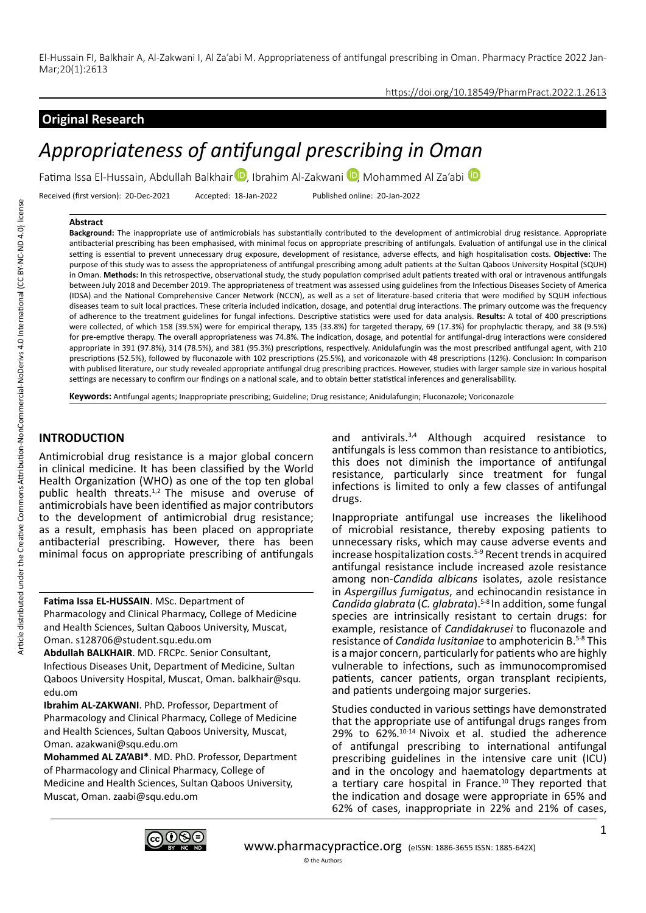El-Hussain FI, Balkhair A, Al-Zakwani I, Al Za'abi M. Appropriateness of antifungal prescribing in Oman. Pharmacy Practice 2022 Jan-Mar;20(1):2613

https://doi.org/10.18549/PharmPract.2022.1.2613

**Original Research**

# *Appropriateness of antifungal prescribing in Oman*

Fatima Issa El-Hussain, Abdullah Balkhair, Ibrahim Al-Zakwani, Mohammed Al Za'abi

Received (first version): 20-Dec-2021 Accepted: 18-Jan-2022 Published online: 20-Jan-2022

### Abstract

**Background:** The inappropriate use of antimicrobials has substantially contributed to the development of antimicrobial drug resistance. Appropriate antibacterial prescribing has been emphasised, with minimal focus on appropriate prescribing of antifungals. Evaluation of antifungal use in the clinical setting is essential to prevent unnecessary drug exposure, development of resistance, adverse effects, and high hospitalisation costs. **Objective:** The purpose of this study was to assess the appropriateness of antifungal prescribing among adult patients at the Sultan Qaboos University Hospital (SQUH) in Oman. **Methods:** In this retrospective, observational study, the study population comprised adult patients treated with oral or intravenous antifungals between July 2018 and December 2019. The appropriateness of treatment was assessed using guidelines from the Infectious Diseases Society of America (IDSA) and the National Comprehensive Cancer Network (NCCN), as well as a set of literature-based criteria that were modified by SQUH infectious diseases team to suit local practices. These criteria included indication, dosage, and potential drug interactions. The primary outcome was the frequency of adherence to the treatment guidelines for fungal infections. Descriptive statistics were used for data analysis. **Results:** A total of 400 prescriptions were collected, of which 158 (39.5%) were for empirical therapy, 135 (33.8%) for targeted therapy, 69 (17.3%) for prophylactic therapy, and 38 (9.5%) for pre-emptive therapy. The overall appropriateness was 74.8%. The indication, dosage, and potential for antifungal-drug interactions were considered appropriate in 391 (97.8%), 314 (78.5%), and 381 (95.3%) prescriptions, respectively. Anidulafungin was the most prescribed antifungal agent, with 210 prescriptions (52.5%), followed by fluconazole with 102 prescriptions (25.5%), and voriconazole with 48 prescriptions (12%). Conclusion: In comparison with publised literature, our study revealed appropriate antifungal drug prescribing practices. However, studies with larger sample size in various hospital settings are necessary to confirm our findings on a national scale, and to obtain better statistical inferences and generalisability.

**Keywords:** Antifungal agents; Inappropriate prescribing; Guideline; Drug resistance; Anidulafungin; Fluconazole; Voriconazole

## INTRODUCTION

Antimicrobial drug resistance is a major global concern in clinical medicine. It has been classified by the World Health Organization (WHO) as one of the top ten global public health threats.[1,2] The misuse and overuse of antimicrobials have been identified as major contributors to the development of antimicrobial drug resistance; as a result, emphasis has been placed on appropriate antibacterial prescribing. However, there has been minimal focus on appropriate prescribing of antifungals and antivirals.[3,4] Although acquired resistance to antifungals is less common than resistance to antibiotics, this does not diminish the importance of antifungal resistance, particularly since treatment for fungal infections is limited to only a few classes of antifungal drugs.

Inappropriate antifungal use increases the likelihood of microbial resistance, thereby exposing patients to unnecessary risks, which may cause adverse events and increase hospitalization costs.[5-9] Recent trends in acquired antifungal resistance include increased azole resistance among non-*Candida albicans* isolates, azole resistance in *Aspergillus fumigatus*, and echinocandin resistance in *Candida glabrata* (*C. glabrata*).[5-8] In addition, some fungal species are intrinsically resistant to certain drugs: for example, resistance of *Candidakrusei* to fluconazole and resistance of *Candida lusitaniae* to amphotericin B.[5-8] This is a major concern, particularly for patients who are highly vulnerable to infections, such as immunocompromised patients, cancer patients, organ transplant recipients, and patients undergoing major surgeries.

Studies conducted in various settings have demonstrated that the appropriate use of antifungal drugs ranges from 29% to 62%.[10-14] Nivoix et al. studied the adherence of antifungal prescribing to international antifungal prescribing guidelines in the intensive care unit (ICU) and in the oncology and haematology departments at a tertiary care hospital in France.[10] They reported that the indication and dosage were appropriate in 65% and 62% of cases, inappropriate in 22% and 21% of cases,

---

**Fatima Issa EL-HUSSAIN**. MSc. Department of Pharmacology and Clinical Pharmacy, College of Medicine and Health Sciences, Sultan Qaboos University, Muscat, Oman. s128706@student.squ.edu.om

**Abdullah BALKHAIR**. MD. FRCPc. Senior Consultant, Infectious Diseases Unit, Department of Medicine, Sultan Qaboos University Hospital, Muscat, Oman. balkhair@squ.edu.om

**Ibrahim AL-ZAKWANI**. PhD. Professor, Department of Pharmacology and Clinical Pharmacy, College of Medicine and Health Sciences, Sultan Qaboos University, Muscat, Oman. azakwani@squ.edu.om

**Mohammed AL ZA'ABI\***. MD. PhD. Professor, Department of Pharmacology and Clinical Pharmacy, College of Medicine and Health Sciences, Sultan Qaboos University, Muscat, Oman. zaabi@squ.edu.om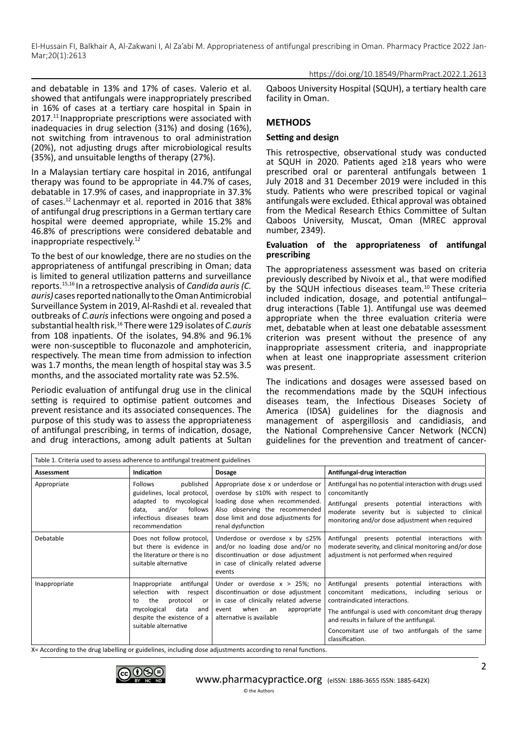and debatable in 13% and 17% of cases. Valerio et al. showed that antifungals were inappropriately prescribed in 16% of cases at a tertiary care hospital in Spain in 2017.[11] Inappropriate prescriptions were associated with inadequacies in drug selection (31%) and dosing (16%), not switching from intravenous to oral administration (20%), not adjusting drugs after microbiological results (35%), and unsuitable lengths of therapy (27%).

In a Malaysian tertiary care hospital in 2016, antifungal therapy was found to be appropriate in 44.7% of cases, debatable in 17.9% of cases, and inappropriate in 37.3% of cases.[12] Lachenmayr et al. reported in 2016 that 38% of antifungal drug prescriptions in a German tertiary care hospital were deemed appropriate, while 15.2% and 46.8% of prescriptions were considered debatable and inappropriate respectively.[12]

To the best of our knowledge, there are no studies on the appropriateness of antifungal prescribing in Oman; data is limited to general utilization patterns and surveillance reports.[15,16] In a retrospective analysis of *Candida auris (C. auris)* cases reported nationally to the Oman Antimicrobial Surveillance System in 2019, Al-Rashdi et al. revealed that outbreaks of *C.auris* infections were ongoing and posed a substantial health risk.[16] There were 129 isolates of *C.auris* from 108 inpatients. Of the isolates, 94.8% and 96.1% were non-susceptible to fluconazole and amphotericin, respectively. The mean time from admission to infection was 1.7 months, the mean length of hospital stay was 3.5 months, and the associated mortality rate was 52.5%.

Periodic evaluation of antifungal drug use in the clinical setting is required to optimise patient outcomes and prevent resistance and its associated consequences. The purpose of this study was to assess the appropriateness of antifungal prescribing, in terms of indication, dosage, and drug interactions, among adult patients at Sultan Qaboos University Hospital (SQUH), a tertiary health care facility in Oman.

## METHODS

### Setting and design

This retrospective, observational study was conducted at SQUH in 2020. Patients aged ≥18 years who were prescribed oral or parenteral antifungals between 1 July 2018 and 31 December 2019 were included in this study. Patients who were prescribed topical or vaginal antifungals were excluded. Ethical approval was obtained from the Medical Research Ethics Committee of Sultan Qaboos University, Muscat, Oman (MREC approval number, 2349).

### Evaluation of the appropriateness of antifungal prescribing

The appropriateness assessment was based on criteria previously described by Nivoix et al., that were modified by the SQUH infectious diseases team.[10] These criteria included indication, dosage, and potential antifungal–drug interactions (Table 1). Antifungal use was deemed appropriate when the three evaluation criteria were met, debatable when at least one debatable assessment criterion was present without the presence of any inappropriate assessment criteria, and inappropriate when at least one inappropriate assessment criterion was present.

The indications and dosages were assessed based on the recommendations made by the SQUH infectious diseases team, the Infectious Diseases Society of America (IDSA) guidelines for the diagnosis and management of aspergillosis and candidiasis, and the National Comprehensive Cancer Network (NCCN) guidelines for the prevention and treatment of cancer-

Table 1. Criteria used to assess adherence to antifungal treatment guidelines

| Assessment | Indication | Dosage | Antifungal-drug interaction |
|---|---|---|---|
| Appropriate | Follows published guidelines, local protocol, adapted to mycological data, and/or follows infectious diseases team recommendation | Appropriate dose x or underdose or overdose by ≤10% with respect to loading dose when recommended. Also observing the recommended dose limit and dose adjustments for renal dysfunction | Antifungal has no potential interaction with drugs used concomitantly<br>Antifungal presents potential interactions with moderate severity but is subjected to clinical monitoring and/or dose adjustment when required |
| Debatable | Does not follow protocol, but there is evidence in the literature or there is no suitable alternative | Underdose or overdose x by ≤25% and/or no loading dose and/or no discontinuation or dose adjustment in case of clinically related adverse events | Antifungal presents potential interactions with moderate severity, and clinical monitoring and/or dose adjustment is not performed when required |
| Inappropriate | Inappropriate antifungal selection with respect to the protocol or mycological data and despite the existence of a suitable alternative | Under or overdose x > 25%; no discontinuation or dose adjustment in case of clinically related adverse event when an appropriate alternative is available | Antifungal presents potential interactions with concomitant medications, including serious or contraindicated interactions.<br>The antifungal is used with concomitant drug therapy and results in failure of the antifungal.<br>Concomitant use of two antifungals of the same classification. |

X= According to the drug labelling or guidelines, including dose adjustments according to renal functions.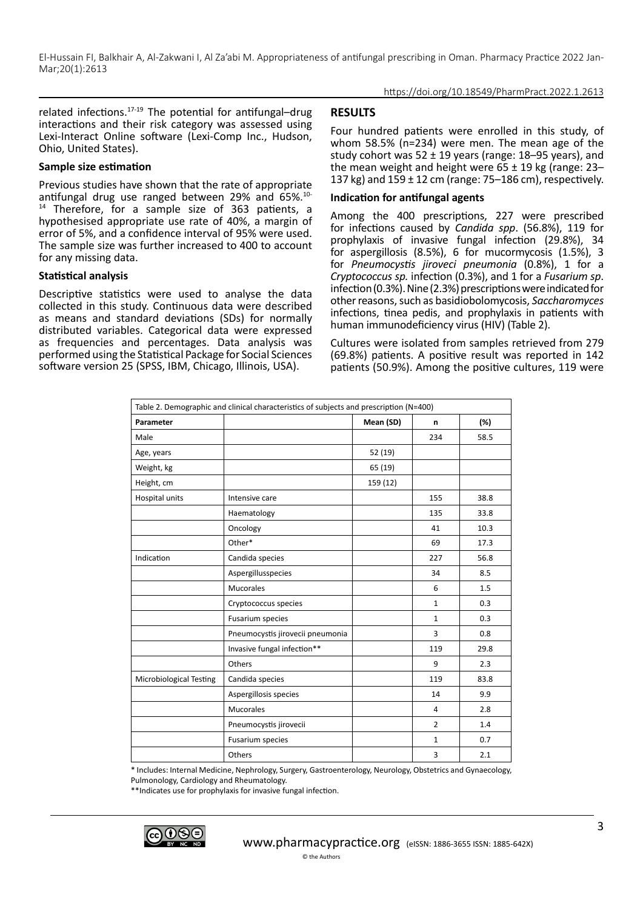related infections.[17-19] The potential for antifungal–drug interactions and their risk category was assessed using Lexi-Interact Online software (Lexi-Comp Inc., Hudson, Ohio, United States).

### Sample size estimation

Previous studies have shown that the rate of appropriate antifungal drug use ranged between 29% and 65%.[10-14] Therefore, for a sample size of 363 patients, a hypothesised appropriate use rate of 40%, a margin of error of 5%, and a confidence interval of 95% were used. The sample size was further increased to 400 to account for any missing data.

### Statistical analysis

Descriptive statistics were used to analyse the data collected in this study. Continuous data were described as means and standard deviations (SDs) for normally distributed variables. Categorical data were expressed as frequencies and percentages. Data analysis was performed using the Statistical Package for Social Sciences software version 25 (SPSS, IBM, Chicago, Illinois, USA).

## RESULTS

Four hundred patients were enrolled in this study, of whom 58.5% (n=234) were men. The mean age of the study cohort was 52 ± 19 years (range: 18–95 years), and the mean weight and height were 65 ± 19 kg (range: 23–137 kg) and 159 ± 12 cm (range: 75–186 cm), respectively.

### Indication for antifungal agents

Among the 400 prescriptions, 227 were prescribed for infections caused by *Candida spp*. (56.8%), 119 for prophylaxis of invasive fungal infection (29.8%), 34 for aspergillosis (8.5%), 6 for mucormycosis (1.5%), 3 for *Pneumocystis jiroveci pneumonia* (0.8%), 1 for a *Cryptococcus sp.* infection (0.3%), and 1 for a *Fusarium sp*. infection (0.3%). Nine (2.3%) prescriptions were indicated for other reasons, such as basidiobolomycosis, *Saccharomyces* infections, tinea pedis, and prophylaxis in patients with human immunodeficiency virus (HIV) (Table 2).

Cultures were isolated from samples retrieved from 279 (69.8%) patients. A positive result was reported in 142 patients (50.9%). Among the positive cultures, 119 were

Table 2. Demographic and clinical characteristics of subjects and prescription (N=400)

| Parameter | | Mean (SD) | n | (%) |
|---|---|---|---|---|
| Male | | | 234 | 58.5 |
| Age, years | | 52 (19) | | |
| Weight, kg | | 65 (19) | | |
| Height, cm | | 159 (12) | | |
| Hospital units | Intensive care | | 155 | 38.8 |
| | Haematology | | 135 | 33.8 |
| | Oncology | | 41 | 10.3 |
| | Other* | | 69 | 17.3 |
| Indication | Candida species | | 227 | 56.8 |
| | Aspergillusspecies | | 34 | 8.5 |
| | Mucorales | | 6 | 1.5 |
| | Cryptococcus species | | 1 | 0.3 |
| | Fusarium species | | 1 | 0.3 |
| | Pneumocystis jirovecii pneumonia | | 3 | 0.8 |
| | Invasive fungal infection** | | 119 | 29.8 |
| | Others | | 9 | 2.3 |
| Microbiological Testing | Candida species | | 119 | 83.8 |
| | Aspergillosis species | | 14 | 9.9 |
| | Mucorales | | 4 | 2.8 |
| | Pneumocystis jirovecii | | 2 | 1.4 |
| | Fusarium species | | 1 | 0.7 |
| | Others | | 3 | 2.1 |

* Includes: Internal Medicine, Nephrology, Surgery, Gastroenterology, Neurology, Obstetrics and Gynaecology, Pulmonology, Cardiology and Rheumatology.

**Indicates use for prophylaxis for invasive fungal infection.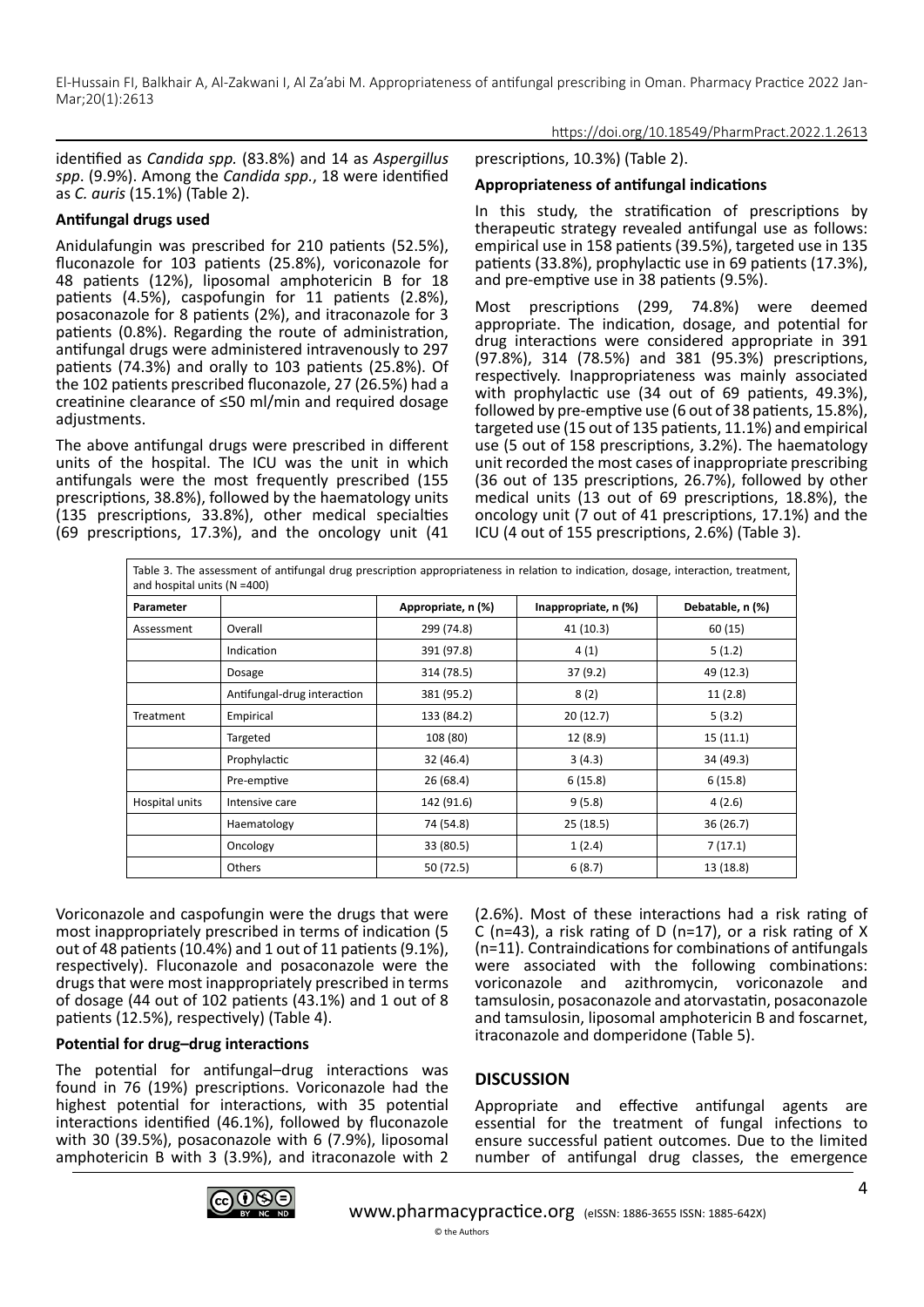identified as *Candida spp.* (83.8%) and 14 as *Aspergillus spp*. (9.9%). Among the *Candida spp.*, 18 were identified as *C. auris* (15.1%) (Table 2).

**Antifungal drugs used**

Anidulafungin was prescribed for 210 patients (52.5%), fluconazole for 103 patients (25.8%), voriconazole for 48 patients (12%), liposomal amphotericin B for 18 patients (4.5%), caspofungin for 11 patients (2.8%), posaconazole for 8 patients (2%), and itraconazole for 3 patients (0.8%). Regarding the route of administration, antifungal drugs were administered intravenously to 297 patients (74.3%) and orally to 103 patients (25.8%). Of the 102 patients prescribed fluconazole, 27 (26.5%) had a creatinine clearance of ≤50 ml/min and required dosage adjustments.

The above antifungal drugs were prescribed in different units of the hospital. The ICU was the unit in which antifungals were the most frequently prescribed (155 prescriptions, 38.8%), followed by the haematology units (135 prescriptions, 33.8%), other medical specialties (69 prescriptions, 17.3%), and the oncology unit (41 prescriptions, 10.3%) (Table 2).

**Appropriateness of antifungal indications**

In this study, the stratification of prescriptions by therapeutic strategy revealed antifungal use as follows: empirical use in 158 patients (39.5%), targeted use in 135 patients (33.8%), prophylactic use in 69 patients (17.3%), and pre-emptive use in 38 patients (9.5%).

Most prescriptions (299, 74.8%) were deemed appropriate. The indication, dosage, and potential for drug interactions were considered appropriate in 391 (97.8%), 314 (78.5%) and 381 (95.3%) prescriptions, respectively. Inappropriateness was mainly associated with prophylactic use (34 out of 69 patients, 49.3%), followed by pre-emptive use (6 out of 38 patients, 15.8%), targeted use (15 out of 135 patients, 11.1%) and empirical use (5 out of 158 patients, 3.2%). The haematology unit recorded the most cases of inappropriate prescribing (36 out of 135 prescriptions, 26.7%), followed by other medical units (13 out of 69 prescriptions, 18.8%), the oncology unit (7 out of 41 prescriptions, 17.1%) and the ICU (4 out of 155 prescriptions, 2.6%) (Table 3).

Table 3. The assessment of antifungal drug prescription appropriateness in relation to indication, dosage, interaction, treatment, and hospital units (N =400)

| Parameter | | Appropriate, n (%) | Inappropriate, n (%) | Debatable, n (%) |
|---|---|---|---|---|
| Assessment | Overall | 299 (74.8) | 41 (10.3) | 60 (15) |
| | Indication | 391 (97.8) | 4 (1) | 5 (1.2) |
| | Dosage | 314 (78.5) | 37 (9.2) | 49 (12.3) |
| | Antifungal-drug interaction | 381 (95.2) | 8 (2) | 11 (2.8) |
| Treatment | Empirical | 133 (84.2) | 20 (12.7) | 5 (3.2) |
| | Targeted | 108 (80) | 12 (8.9) | 15 (11.1) |
| | Prophylactic | 32 (46.4) | 3 (4.3) | 34 (49.3) |
| | Pre-emptive | 26 (68.4) | 6 (15.8) | 6 (15.8) |
| Hospital units | Intensive care | 142 (91.6) | 9 (5.8) | 4 (2.6) |
| | Haematology | 74 (54.8) | 25 (18.5) | 36 (26.7) |
| | Oncology | 33 (80.5) | 1 (2.4) | 7 (17.1) |
| | Others | 50 (72.5) | 6 (8.7) | 13 (18.8) |

Voriconazole and caspofungin were the drugs that were most inappropriately prescribed in terms of indication (5 out of 48 patients (10.4%) and 1 out of 11 patients (9.1%), respectively). Fluconazole and posaconazole were the drugs that were most inappropriately prescribed in terms of dosage (44 out of 102 patients (43.1%) and 1 out of 8 patients (12.5%), respectively) (Table 4).

**Potential for drug–drug interactions**

The potential for antifungal–drug interactions was found in 76 (19%) prescriptions. Voriconazole had the highest potential for interactions, with 35 potential interactions identified (46.1%), followed by fluconazole with 30 (39.5%), posaconazole with 6 (7.9%), liposomal amphotericin B with 3 (3.9%), and itraconazole with 2 (2.6%). Most of these interactions had a risk rating of C (n=43), a risk rating of D (n=17), or a risk rating of X (n=11). Contraindications for combinations of antifungals were associated with the following combinations: voriconazole and azithromycin, voriconazole and tamsulosin, posaconazole and atorvastatin, posaconazole and tamsulosin, liposomal amphotericin B and foscarnet, itraconazole and domperidone (Table 5).

## DISCUSSION

Appropriate and effective antifungal agents are essential for the treatment of fungal infections to ensure successful patient outcomes. Due to the limited number of antifungal drug classes, the emergence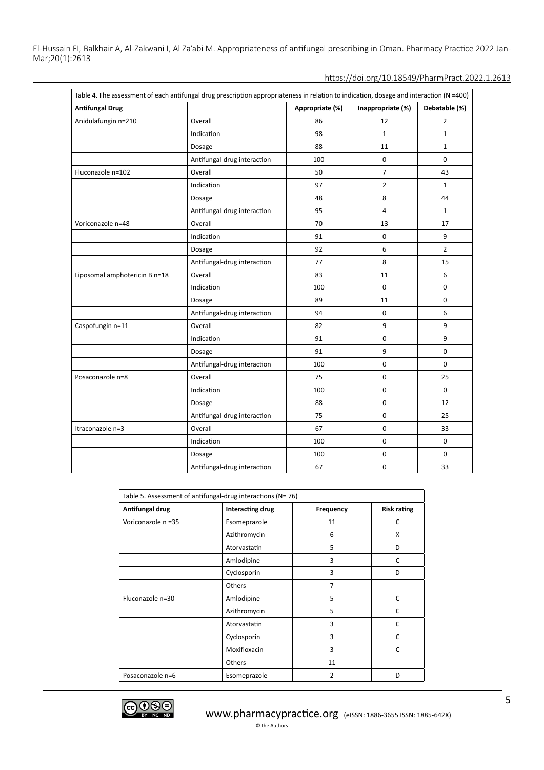Table 4. The assessment of each antifungal drug prescription appropriateness in relation to indication, dosage and interaction (N =400)

| Antifungal Drug | | Appropriate (%) | Inappropriate (%) | Debatable (%) |
|---|---|---|---|---|
| Anidulafungin n=210 | Overall | 86 | 12 | 2 |
| | Indication | 98 | 1 | 1 |
| | Dosage | 88 | 11 | 1 |
| | Antifungal-drug interaction | 100 | 0 | 0 |
| Fluconazole n=102 | Overall | 50 | 7 | 43 |
| | Indication | 97 | 2 | 1 |
| | Dosage | 48 | 8 | 44 |
| | Antifungal-drug interaction | 95 | 4 | 1 |
| Voriconazole n=48 | Overall | 70 | 13 | 17 |
| | Indication | 91 | 0 | 9 |
| | Dosage | 92 | 6 | 2 |
| | Antifungal-drug interaction | 77 | 8 | 15 |
| Liposomal amphotericin B n=18 | Overall | 83 | 11 | 6 |
| | Indication | 100 | 0 | 0 |
| | Dosage | 89 | 11 | 0 |
| | Antifungal-drug interaction | 94 | 0 | 6 |
| Caspofungin n=11 | Overall | 82 | 9 | 9 |
| | Indication | 91 | 0 | 9 |
| | Dosage | 91 | 9 | 0 |
| | Antifungal-drug interaction | 100 | 0 | 0 |
| Posaconazole n=8 | Overall | 75 | 0 | 25 |
| | Indication | 100 | 0 | 0 |
| | Dosage | 88 | 0 | 12 |
| | Antifungal-drug interaction | 75 | 0 | 25 |
| Itraconazole n=3 | Overall | 67 | 0 | 33 |
| | Indication | 100 | 0 | 0 |
| | Dosage | 100 | 0 | 0 |
| | Antifungal-drug interaction | 67 | 0 | 33 |

Table 5. Assessment of antifungal-drug interactions (N= 76)

| Antifungal drug | Interacting drug | Frequency | Risk rating |
|---|---|---|---|
| Voriconazole n =35 | Esomeprazole | 11 | C |
| | Azithromycin | 6 | X |
| | Atorvastatin | 5 | D |
| | Amlodipine | 3 | C |
| | Cyclosporin | 3 | D |
| | Others | 7 | |
| Fluconazole n=30 | Amlodipine | 5 | C |
| | Azithromycin | 5 | C |
| | Atorvastatin | 3 | C |
| | Cyclosporin | 3 | C |
| | Moxifloxacin | 3 | C |
| | Others | 11 | |
| Posaconazole n=6 | Esomeprazole | 2 | D |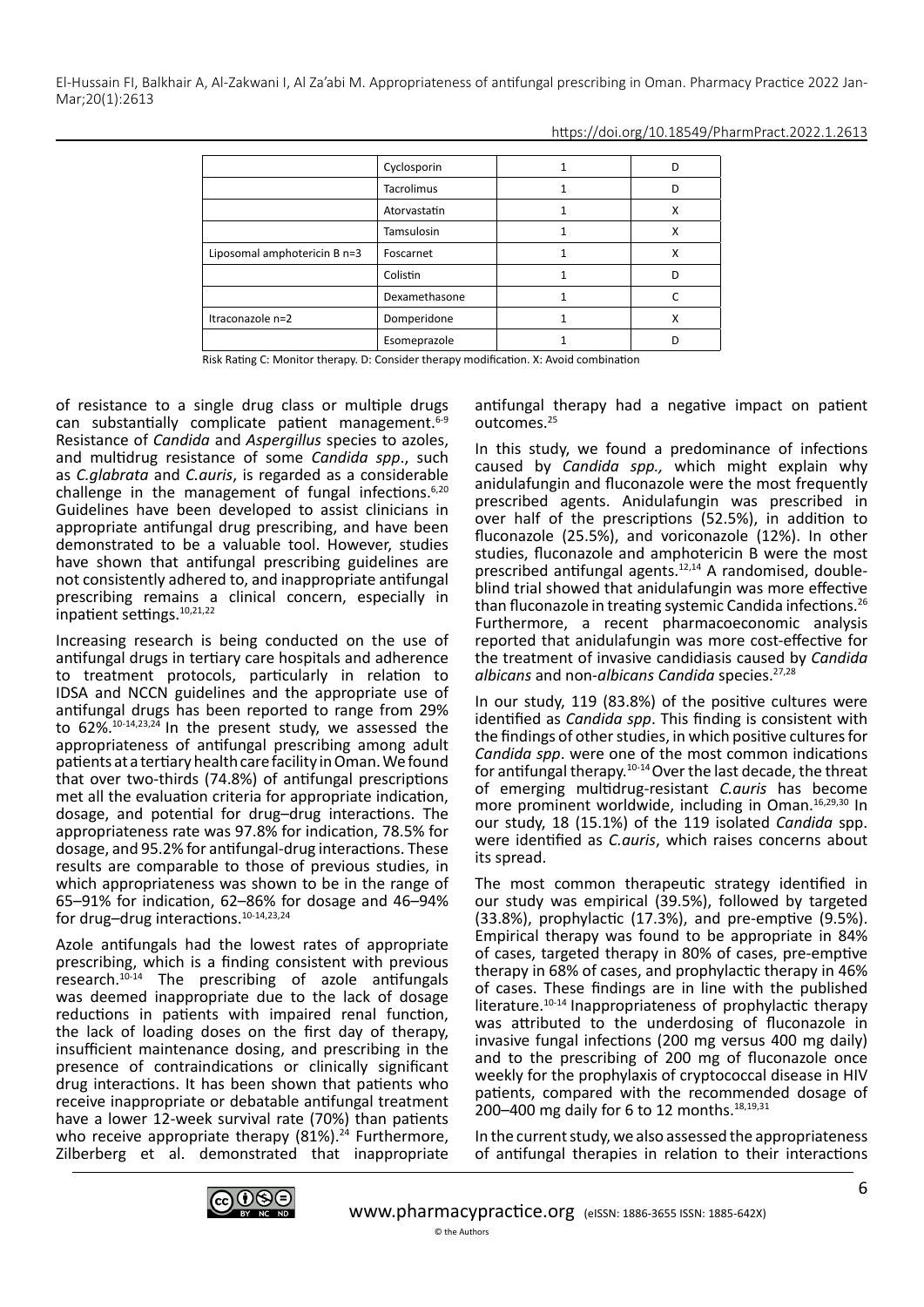| | Cyclosporin | 1 | D |
|---|---|---|---|
| | Tacrolimus | 1 | D |
| | Atorvastatin | 1 | X |
| | Tamsulosin | 1 | X |
| Liposomal amphotericin B n=3 | Foscarnet | 1 | X |
| | Colistin | 1 | D |
| | Dexamethasone | 1 | C |
| Itraconazole n=2 | Domperidone | 1 | X |
| | Esomeprazole | 1 | D |

Risk Rating C: Monitor therapy. D: Consider therapy modification. X: Avoid combination

of resistance to a single drug class or multiple drugs can substantially complicate patient management.[6-9] Resistance of *Candida* and *Aspergillus* species to azoles, and multidrug resistance of some *Candida spp*., such as *C.glabrata* and *C.auris*, is regarded as a considerable challenge in the management of fungal infections.[6,20] Guidelines have been developed to assist clinicians in appropriate antifungal drug prescribing, and have been demonstrated to be a valuable tool. However, studies have shown that antifungal prescribing guidelines are not consistently adhered to, and inappropriate antifungal prescribing remains a clinical concern, especially in inpatient settings.[10,21,22]

Increasing research is being conducted on the use of antifungal drugs in tertiary care hospitals and adherence to treatment protocols, particularly in relation to IDSA and NCCN guidelines and the appropriate use of antifungal drugs has been reported to range from 29% to 62%.[10-14,23,24] In the present study, we assessed the appropriateness of antifungal prescribing among adult patients at a tertiary health care facility in Oman. We found that over two-thirds (74.8%) of antifungal prescriptions met all the evaluation criteria for appropriate indication, dosage, and potential for drug–drug interactions. The appropriateness rate was 97.8% for indication, 78.5% for dosage, and 95.2% for antifungal-drug interactions. These results are comparable to those of previous studies, in which appropriateness was shown to be in the range of 65–91% for indication, 62–86% for dosage and 46–94% for drug–drug interactions.[10-14,23,24]

Azole antifungals had the lowest rates of appropriate prescribing, which is a finding consistent with previous research.[10-14] The prescribing of azole antifungals was deemed inappropriate due to the lack of dosage reductions in patients with impaired renal function, the lack of loading doses on the first day of therapy, insufficient maintenance dosing, and prescribing in the presence of contraindications or clinically significant drug interactions. It has been shown that patients who receive inappropriate or debatable antifungal treatment have a lower 12-week survival rate (70%) than patients who receive appropriate therapy (81%).[24] Furthermore, Zilberberg et al. demonstrated that inappropriate antifungal therapy had a negative impact on patient outcomes.[25]

In this study, we found a predominance of infections caused by *Candida spp.,* which might explain why anidulafungin and fluconazole were the most frequently prescribed agents. Anidulafungin was prescribed in over half of the prescriptions (52.5%), in addition to fluconazole (25.5%), and voriconazole (12%). In other studies, fluconazole and amphotericin B were the most prescribed antifungal agents.[12,14] A randomised, double-blind trial showed that anidulafungin was more effective than fluconazole in treating systemic Candida infections.[26] Furthermore, a recent pharmacoeconomic analysis reported that anidulafungin was more cost-effective for the treatment of invasive candidiasis caused by *Candida albicans* and non-*albicans Candida* species.[27,28]

In our study, 119 (83.8%) of the positive cultures were identified as *Candida spp*. This finding is consistent with the findings of other studies, in which positive cultures for *Candida spp*. were one of the most common indications for antifungal therapy.[10-14] Over the last decade, the threat of emerging multidrug-resistant *C.auris* has become more prominent worldwide, including in Oman.[16,29,30] In our study, 18 (15.1%) of the 119 isolated *Candida* spp. were identified as *C.auris*, which raises concerns about its spread.

The most common therapeutic strategy identified in our study was empirical (39.5%), followed by targeted (33.8%), prophylactic (17.3%), and pre-emptive (9.5%). Empirical therapy was found to be appropriate in 84% of cases, targeted therapy in 80% of cases, pre-emptive therapy in 68% of cases, and prophylactic therapy in 46% of cases. These findings are in line with the published literature.[10-14] Inappropriateness of prophylactic therapy was attributed to the underdosing of fluconazole in invasive fungal infections (200 mg versus 400 mg daily) and to the prescribing of 200 mg of fluconazole once weekly for the prophylaxis of cryptococcal disease in HIV patients, compared with the recommended dosage of 200–400 mg daily for 6 to 12 months.[18,19,31]

In the current study, we also assessed the appropriateness of antifungal therapies in relation to their interactions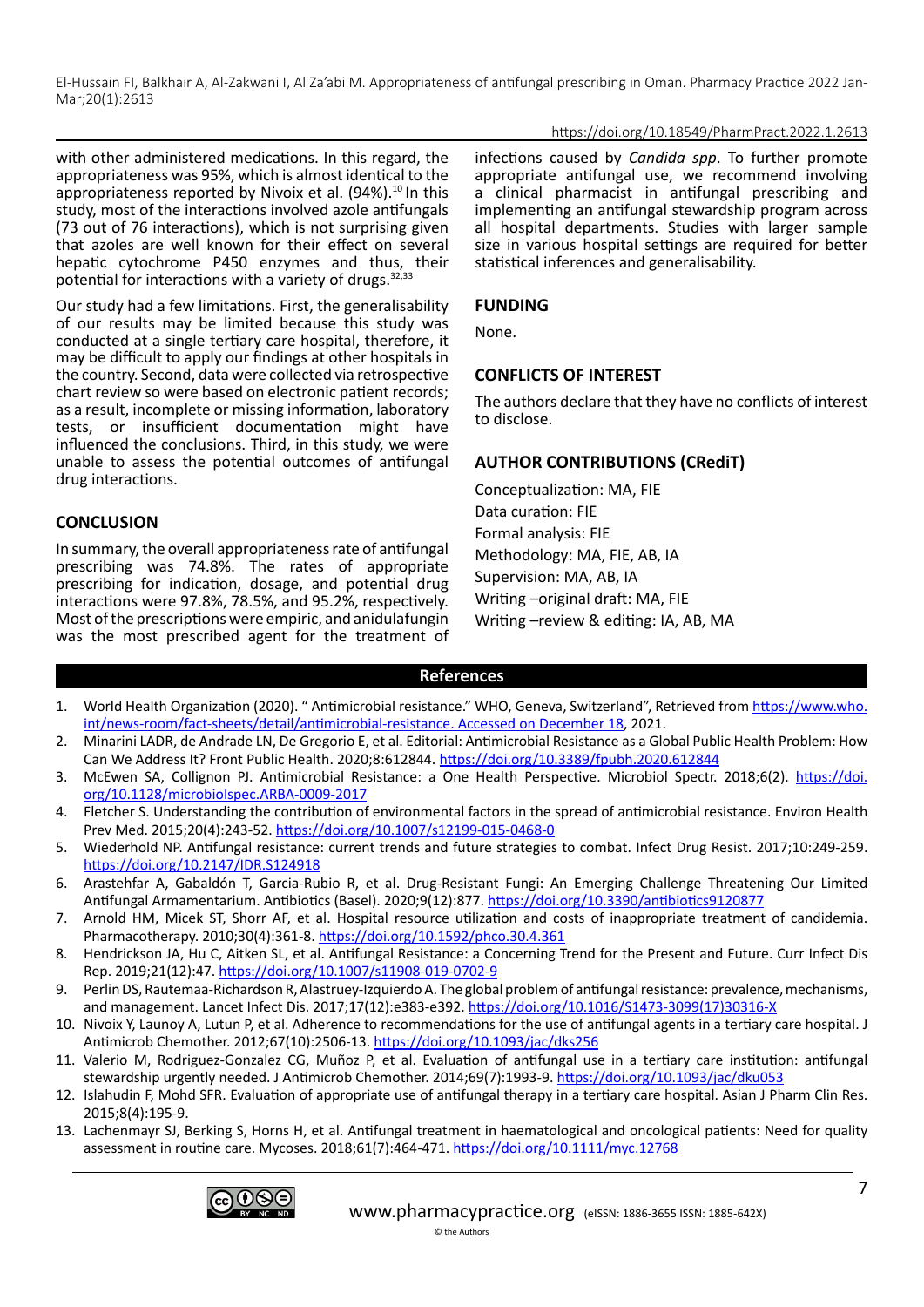with other administered medications. In this regard, the appropriateness was 95%, which is almost identical to the appropriateness reported by Nivoix et al. (94%).[10] In this study, most of the interactions involved azole antifungals (73 out of 76 interactions), which is not surprising given that azoles are well known for their effect on several hepatic cytochrome P450 enzymes and thus, their potential for interactions with a variety of drugs.[32,33]

Our study had a few limitations. First, the generalisability of our results may be limited because this study was conducted at a single tertiary care hospital, therefore, it may be difficult to apply our findings at other hospitals in the country. Second, data were collected via retrospective chart review so were based on electronic patient records; as a result, incomplete or missing information, laboratory tests, or insufficient documentation might have influenced the conclusions. Third, in this study, we were unable to assess the potential outcomes of antifungal drug interactions.

## CONCLUSION

In summary, the overall appropriateness rate of antifungal prescribing was 74.8%. The rates of appropriate prescribing for indication, dosage, and potential drug interactions were 97.8%, 78.5%, and 95.2%, respectively. Most of the prescriptions were empiric, and anidulafungin was the most prescribed agent for the treatment of infections caused by *Candida spp*. To further promote appropriate antifungal use, we recommend involving a clinical pharmacist in antifungal prescribing and implementing an antifungal stewardship program across all hospital departments. Studies with larger sample size in various hospital settings are required for better statistical inferences and generalisability.

## FUNDING

None.

## CONFLICTS OF INTEREST

The authors declare that they have no conflicts of interest to disclose.

## AUTHOR CONTRIBUTIONS (CRediT)

Conceptualization: MA, FIE

Data curation: FIE

Formal analysis: FIE

Methodology: MA, FIE, AB, IA

Supervision: MA, AB, IA

Writing –original draft: MA, FIE

Writing –review & editing: IA, AB, MA

## References

1. World Health Organization (2020). " Antimicrobial resistance." WHO, Geneva, Switzerland", Retrieved from https://www.who.int/news-room/fact-sheets/detail/antimicrobial-resistance. Accessed on December 18, 2021.
2. Minarini LADR, de Andrade LN, De Gregorio E, et al. Editorial: Antimicrobial Resistance as a Global Public Health Problem: How Can We Address It? Front Public Health. 2020;8:612844. https://doi.org/10.3389/fpubh.2020.612844
3. McEwen SA, Collignon PJ. Antimicrobial Resistance: a One Health Perspective. Microbiol Spectr. 2018;6(2). https://doi.org/10.1128/microbiolspec.ARBA-0009-2017
4. Fletcher S. Understanding the contribution of environmental factors in the spread of antimicrobial resistance. Environ Health Prev Med. 2015;20(4):243-52. https://doi.org/10.1007/s12199-015-0468-0
5. Wiederhold NP. Antifungal resistance: current trends and future strategies to combat. Infect Drug Resist. 2017;10:249-259. https://doi.org/10.2147/IDR.S124918
6. Arastehfar A, Gabaldón T, Garcia-Rubio R, et al. Drug-Resistant Fungi: An Emerging Challenge Threatening Our Limited Antifungal Armamentarium. Antibiotics (Basel). 2020;9(12):877. https://doi.org/10.3390/antibiotics9120877
7. Arnold HM, Micek ST, Shorr AF, et al. Hospital resource utilization and costs of inappropriate treatment of candidemia. Pharmacotherapy. 2010;30(4):361-8. https://doi.org/10.1592/phco.30.4.361
8. Hendrickson JA, Hu C, Aitken SL, et al. Antifungal Resistance: a Concerning Trend for the Present and Future. Curr Infect Dis Rep. 2019;21(12):47. https://doi.org/10.1007/s11908-019-0702-9
9. Perlin DS, Rautemaa-Richardson R, Alastruey-Izquierdo A. The global problem of antifungal resistance: prevalence, mechanisms, and management. Lancet Infect Dis. 2017;17(12):e383-e392. https://doi.org/10.1016/S1473-3099(17)30316-X
10. Nivoix Y, Launoy A, Lutun P, et al. Adherence to recommendations for the use of antifungal agents in a tertiary care hospital. J Antimicrob Chemother. 2012;67(10):2506-13. https://doi.org/10.1093/jac/dks256
11. Valerio M, Rodriguez-Gonzalez CG, Muñoz P, et al. Evaluation of antifungal use in a tertiary care institution: antifungal stewardship urgently needed. J Antimicrob Chemother. 2014;69(7):1993-9. https://doi.org/10.1093/jac/dku053
12. Islahudin F, Mohd SFR. Evaluation of appropriate use of antifungal therapy in a tertiary care hospital. Asian J Pharm Clin Res. 2015;8(4):195-9.
13. Lachenmayr SJ, Berking S, Horns H, et al. Antifungal treatment in haematological and oncological patients: Need for quality assessment in routine care. Mycoses. 2018;61(7):464-471. https://doi.org/10.1111/myc.12768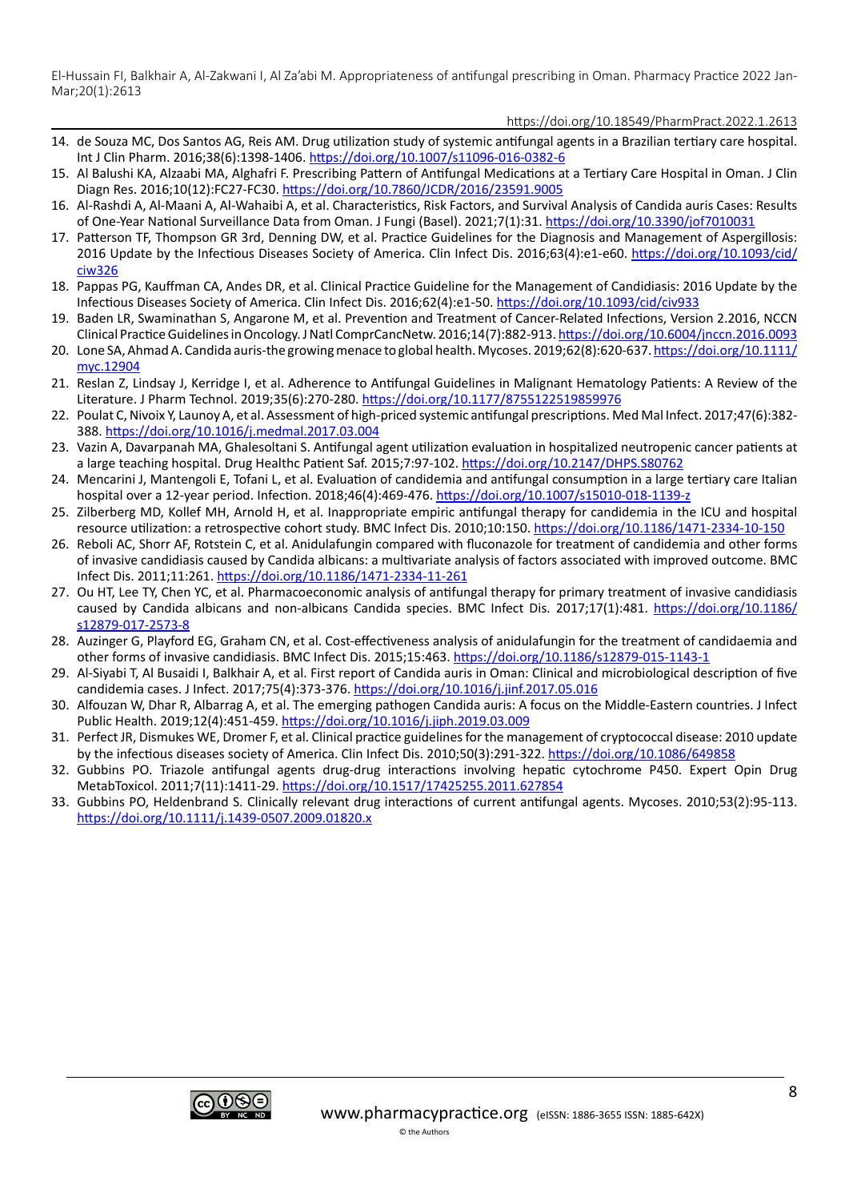14. de Souza MC, Dos Santos AG, Reis AM. Drug utilization study of systemic antifungal agents in a Brazilian tertiary care hospital. Int J Clin Pharm. 2016;38(6):1398-1406. https://doi.org/10.1007/s11096-016-0382-6
15. Al Balushi KA, Alzaabi MA, Alghafri F. Prescribing Pattern of Antifungal Medications at a Tertiary Care Hospital in Oman. J Clin Diagn Res. 2016;10(12):FC27-FC30. https://doi.org/10.7860/JCDR/2016/23591.9005
16. Al-Rashdi A, Al-Maani A, Al-Wahaibi A, et al. Characteristics, Risk Factors, and Survival Analysis of Candida auris Cases: Results of One-Year National Surveillance Data from Oman. J Fungi (Basel). 2021;7(1):31. https://doi.org/10.3390/jof7010031
17. Patterson TF, Thompson GR 3rd, Denning DW, et al. Practice Guidelines for the Diagnosis and Management of Aspergillosis: 2016 Update by the Infectious Diseases Society of America. Clin Infect Dis. 2016;63(4):e1-e60. https://doi.org/10.1093/cid/ciw326
18. Pappas PG, Kauffman CA, Andes DR, et al. Clinical Practice Guideline for the Management of Candidiasis: 2016 Update by the Infectious Diseases Society of America. Clin Infect Dis. 2016;62(4):e1-50. https://doi.org/10.1093/cid/civ933
19. Baden LR, Swaminathan S, Angarone M, et al. Prevention and Treatment of Cancer-Related Infections, Version 2.2016, NCCN Clinical Practice Guidelines in Oncology. J Natl ComprCancNetw. 2016;14(7):882-913. https://doi.org/10.6004/jnccn.2016.0093
20. Lone SA, Ahmad A. Candida auris-the growing menace to global health. Mycoses. 2019;62(8):620-637. https://doi.org/10.1111/myc.12904
21. Reslan Z, Lindsay J, Kerridge I, et al. Adherence to Antifungal Guidelines in Malignant Hematology Patients: A Review of the Literature. J Pharm Technol. 2019;35(6):270-280. https://doi.org/10.1177/8755122519859976
22. Poulat C, Nivoix Y, Launoy A, et al. Assessment of high-priced systemic antifungal prescriptions. Med Mal Infect. 2017;47(6):382-388. https://doi.org/10.1016/j.medmal.2017.03.004
23. Vazin A, Davarpanah MA, Ghalesoltani S. Antifungal agent utilization evaluation in hospitalized neutropenic cancer patients at a large teaching hospital. Drug Healthc Patient Saf. 2015;7:97-102. https://doi.org/10.2147/DHPS.S80762
24. Mencarini J, Mantengoli E, Tofani L, et al. Evaluation of candidemia and antifungal consumption in a large tertiary care Italian hospital over a 12-year period. Infection. 2018;46(4):469-476. https://doi.org/10.1007/s15010-018-1139-z
25. Zilberberg MD, Kollef MH, Arnold H, et al. Inappropriate empiric antifungal therapy for candidemia in the ICU and hospital resource utilization: a retrospective cohort study. BMC Infect Dis. 2010;10:150. https://doi.org/10.1186/1471-2334-10-150
26. Reboli AC, Shorr AF, Rotstein C, et al. Anidulafungin compared with fluconazole for treatment of candidemia and other forms of invasive candidiasis caused by Candida albicans: a multivariate analysis of factors associated with improved outcome. BMC Infect Dis. 2011;11:261. https://doi.org/10.1186/1471-2334-11-261
27. Ou HT, Lee TY, Chen YC, et al. Pharmacoeconomic analysis of antifungal therapy for primary treatment of invasive candidiasis caused by Candida albicans and non-albicans Candida species. BMC Infect Dis. 2017;17(1):481. https://doi.org/10.1186/s12879-017-2573-8
28. Auzinger G, Playford EG, Graham CN, et al. Cost-effectiveness analysis of anidulafungin for the treatment of candidaemia and other forms of invasive candidiasis. BMC Infect Dis. 2015;15:463. https://doi.org/10.1186/s12879-015-1143-1
29. Al-Siyabi T, Al Busaidi I, Balkhair A, et al. First report of Candida auris in Oman: Clinical and microbiological description of five candidemia cases. J Infect. 2017;75(4):373-376. https://doi.org/10.1016/j.jinf.2017.05.016
30. Alfouzan W, Dhar R, Albarrag A, et al. The emerging pathogen Candida auris: A focus on the Middle-Eastern countries. J Infect Public Health. 2019;12(4):451-459. https://doi.org/10.1016/j.jiph.2019.03.009
31. Perfect JR, Dismukes WE, Dromer F, et al. Clinical practice guidelines for the management of cryptococcal disease: 2010 update by the infectious diseases society of America. Clin Infect Dis. 2010;50(3):291-322. https://doi.org/10.1086/649858
32. Gubbins PO. Triazole antifungal agents drug-drug interactions involving hepatic cytochrome P450. Expert Opin Drug MetabToxicol. 2011;7(11):1411-29. https://doi.org/10.1517/17425255.2011.627854
33. Gubbins PO, Heldenbrand S. Clinically relevant drug interactions of current antifungal agents. Mycoses. 2010;53(2):95-113. https://doi.org/10.1111/j.1439-0507.2009.01820.x